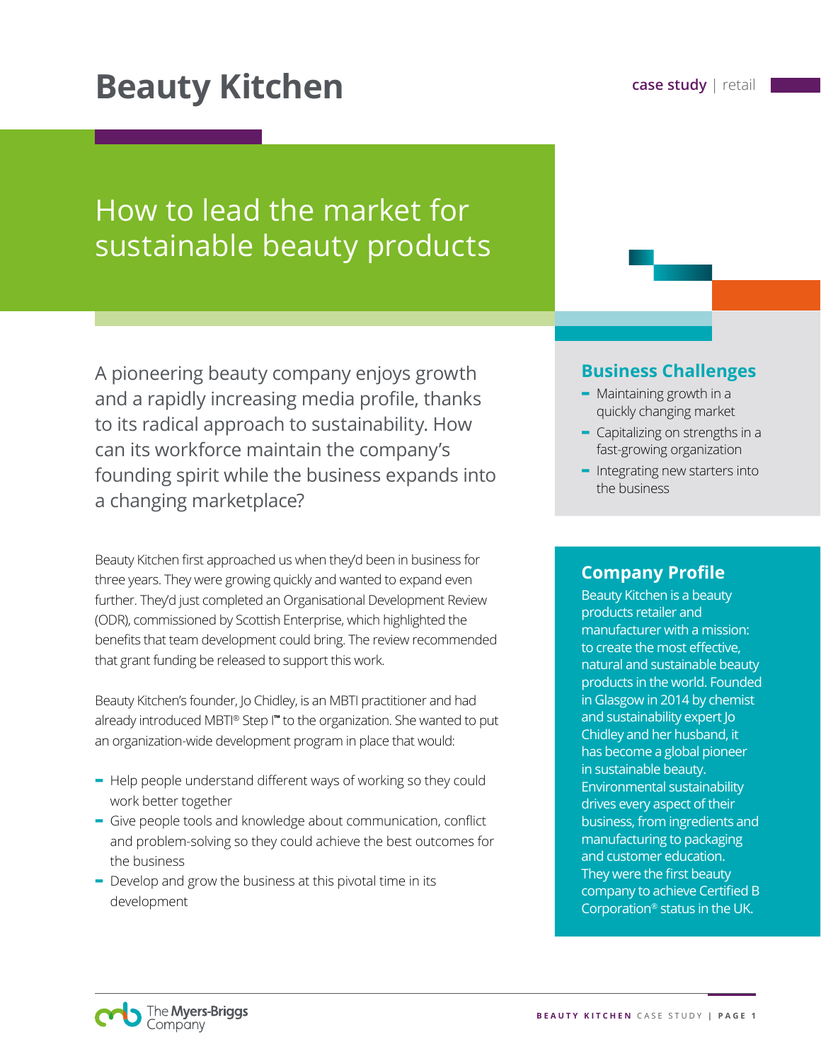# Beauty Kitchen

case study | retail

## How to lead the market for sustainable beauty products

A pioneering beauty company enjoys growth and a rapidly increasing media profile, thanks to its radical approach to sustainability. How can its workforce maintain the company's founding spirit while the business expands into a changing marketplace?

Beauty Kitchen first approached us when they'd been in business for three years. They were growing quickly and wanted to expand even further. They'd just completed an Organisational Development Review (ODR), commissioned by Scottish Enterprise, which highlighted the benefits that team development could bring. The review recommended that grant funding be released to support this work.

Beauty Kitchen's founder, Jo Chidley, is an MBTI practitioner and had already introduced MBTI® Step I™ to the organization. She wanted to put an organization-wide development program in place that would:

- Help people understand different ways of working so they could work better together
- Give people tools and knowledge about communication, conflict and problem-solving so they could achieve the best outcomes for the business
- Develop and grow the business at this pivotal time in its development

### Business Challenges

- Maintaining growth in a quickly changing market
- Capitalizing on strengths in a fast-growing organization
- Integrating new starters into the business

### Company Profile

Beauty Kitchen is a beauty products retailer and manufacturer with a mission: to create the most effective, natural and sustainable beauty products in the world. Founded in Glasgow in 2014 by chemist and sustainability expert Jo Chidley and her husband, it has become a global pioneer in sustainable beauty. Environmental sustainability drives every aspect of their business, from ingredients and manufacturing to packaging and customer education. They were the first beauty company to achieve Certified B Corporation® status in the UK.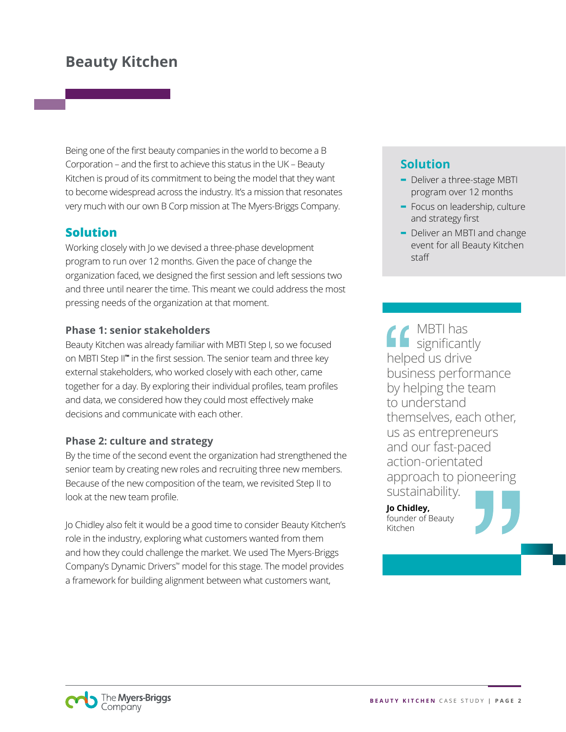# Beauty Kitchen

Being one of the first beauty companies in the world to become a B Corporation – and the first to achieve this status in the UK – Beauty Kitchen is proud of its commitment to being the model that they want to become widespread across the industry. It's a mission that resonates very much with our own B Corp mission at The Myers-Briggs Company.

## Solution

Working closely with Jo we devised a three-phase development program to run over 12 months. Given the pace of change the organization faced, we designed the first session and left sessions two and three until nearer the time. This meant we could address the most pressing needs of the organization at that moment.

### Phase 1: senior stakeholders

Beauty Kitchen was already familiar with MBTI Step I, so we focused on MBTI Step II™ in the first session. The senior team and three key external stakeholders, who worked closely with each other, came together for a day. By exploring their individual profiles, team profiles and data, we considered how they could most effectively make decisions and communicate with each other.

### Phase 2: culture and strategy

By the time of the second event the organization had strengthened the senior team by creating new roles and recruiting three new members. Because of the new composition of the team, we revisited Step II to look at the new team profile.

Jo Chidley also felt it would be a good time to consider Beauty Kitchen's role in the industry, exploring what customers wanted from them and how they could challenge the market. We used The Myers-Briggs Company's Dynamic Drivers™ model for this stage. The model provides a framework for building alignment between what customers want,

## Solution

- Deliver a three-stage MBTI program over 12 months
- Focus on leadership, culture and strategy first
- Deliver an MBTI and change event for all Beauty Kitchen staff

> "MBTI has significantly helped us drive business performance by helping the team to understand themselves, each other, us as entrepreneurs and our fast-paced action-orientated approach to pioneering sustainability."
>
> **Jo Chidley,** founder of Beauty Kitchen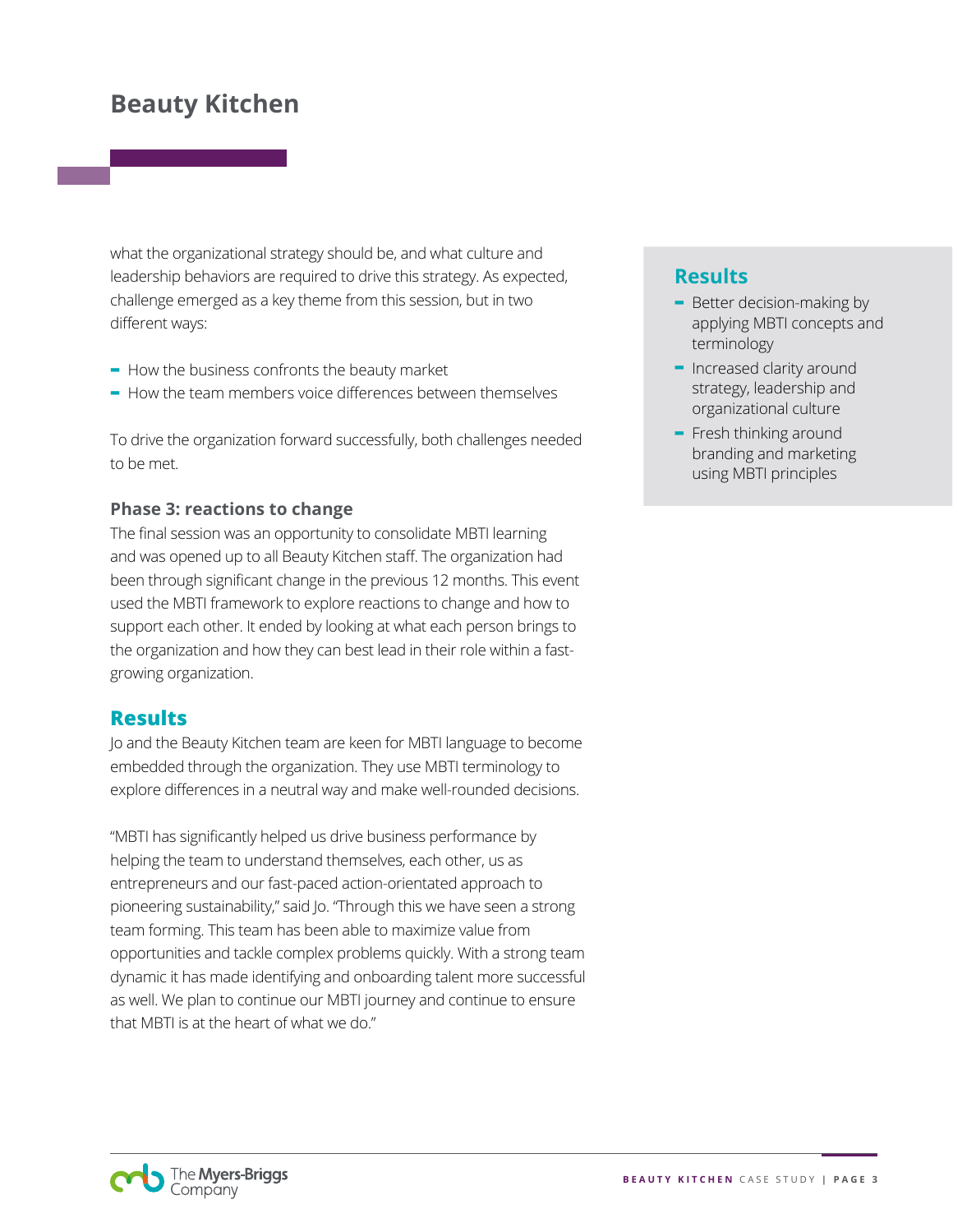what the organizational strategy should be, and what culture and leadership behaviors are required to drive this strategy. As expected, challenge emerged as a key theme from this session, but in two different ways:

- How the business confronts the beauty market
- How the team members voice differences between themselves

To drive the organization forward successfully, both challenges needed to be met.

### Phase 3: reactions to change

The final session was an opportunity to consolidate MBTI learning and was opened up to all Beauty Kitchen staff. The organization had been through significant change in the previous 12 months. This event used the MBTI framework to explore reactions to change and how to support each other. It ended by looking at what each person brings to the organization and how they can best lead in their role within a fast-growing organization.

## Results

Jo and the Beauty Kitchen team are keen for MBTI language to become embedded through the organization. They use MBTI terminology to explore differences in a neutral way and make well-rounded decisions.

"MBTI has significantly helped us drive business performance by helping the team to understand themselves, each other, us as entrepreneurs and our fast-paced action-orientated approach to pioneering sustainability," said Jo. "Through this we have seen a strong team forming. This team has been able to maximize value from opportunities and tackle complex problems quickly. With a strong team dynamic it has made identifying and onboarding talent more successful as well. We plan to continue our MBTI journey and continue to ensure that MBTI is at the heart of what we do."

## Results

- Better decision-making by applying MBTI concepts and terminology
- Increased clarity around strategy, leadership and organizational culture
- Fresh thinking around branding and marketing using MBTI principles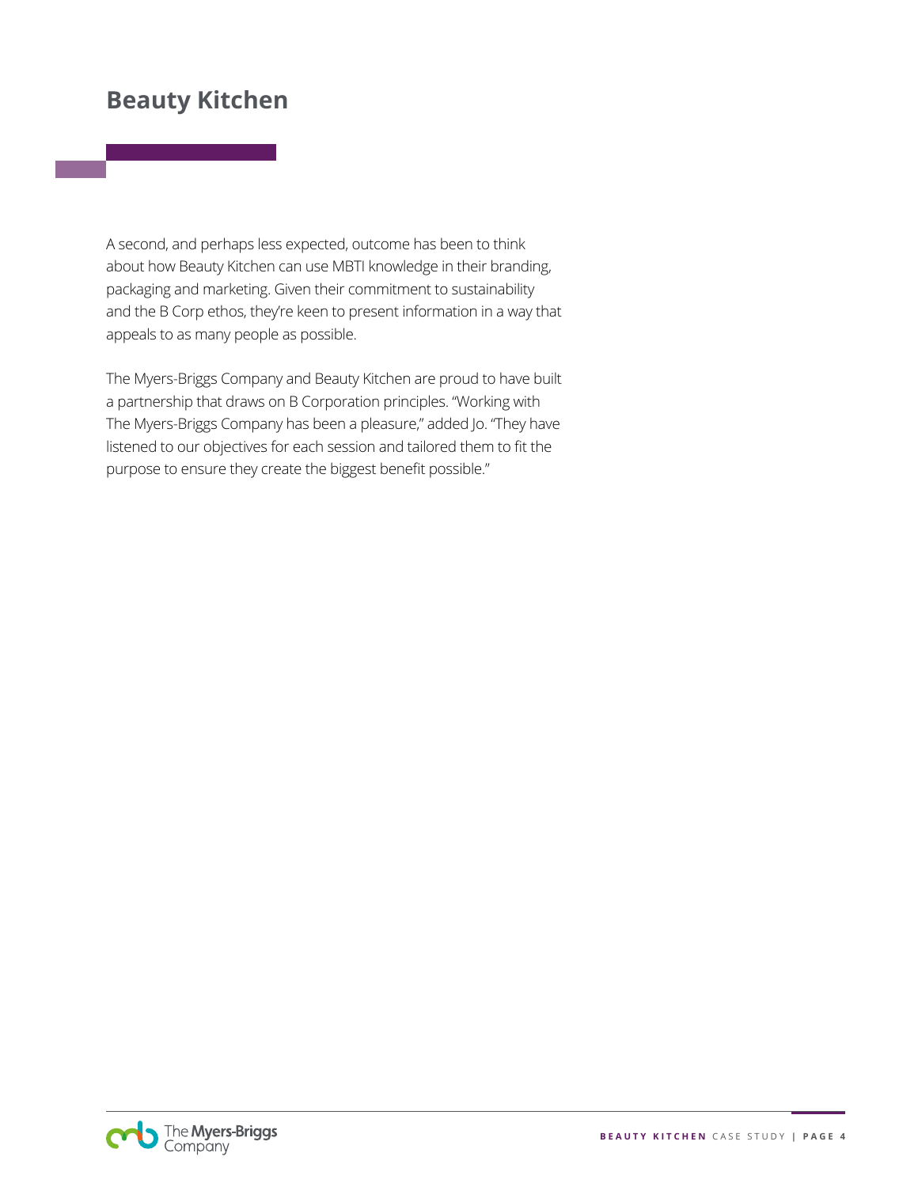# Beauty Kitchen

A second, and perhaps less expected, outcome has been to think about how Beauty Kitchen can use MBTI knowledge in their branding, packaging and marketing. Given their commitment to sustainability and the B Corp ethos, they're keen to present information in a way that appeals to as many people as possible.

The Myers-Briggs Company and Beauty Kitchen are proud to have built a partnership that draws on B Corporation principles. "Working with The Myers-Briggs Company has been a pleasure," added Jo. "They have listened to our objectives for each session and tailored them to fit the purpose to ensure they create the biggest benefit possible."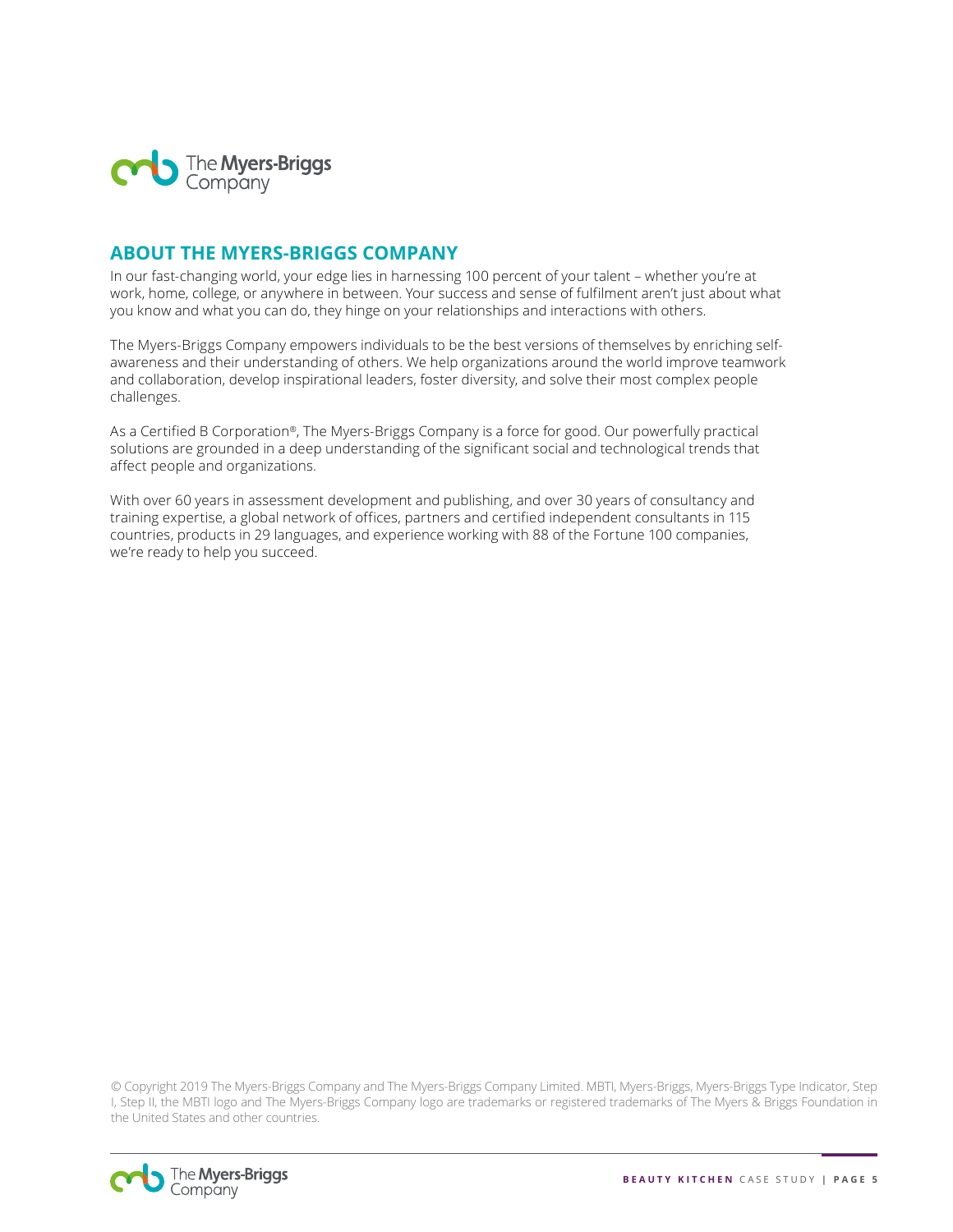## ABOUT THE MYERS-BRIGGS COMPANY

In our fast-changing world, your edge lies in harnessing 100 percent of your talent – whether you're at work, home, college, or anywhere in between. Your success and sense of fulfilment aren't just about what you know and what you can do, they hinge on your relationships and interactions with others.

The Myers-Briggs Company empowers individuals to be the best versions of themselves by enriching self-awareness and their understanding of others. We help organizations around the world improve teamwork and collaboration, develop inspirational leaders, foster diversity, and solve their most complex people challenges.

As a Certified B Corporation®, The Myers-Briggs Company is a force for good. Our powerfully practical solutions are grounded in a deep understanding of the significant social and technological trends that affect people and organizations.

With over 60 years in assessment development and publishing, and over 30 years of consultancy and training expertise, a global network of offices, partners and certified independent consultants in 115 countries, products in 29 languages, and experience working with 88 of the Fortune 100 companies, we're ready to help you succeed.

© Copyright 2019 The Myers-Briggs Company and The Myers-Briggs Company Limited. MBTI, Myers-Briggs, Myers-Briggs Type Indicator, Step I, Step II, the MBTI logo and The Myers-Briggs Company logo are trademarks or registered trademarks of The Myers & Briggs Foundation in the United States and other countries.